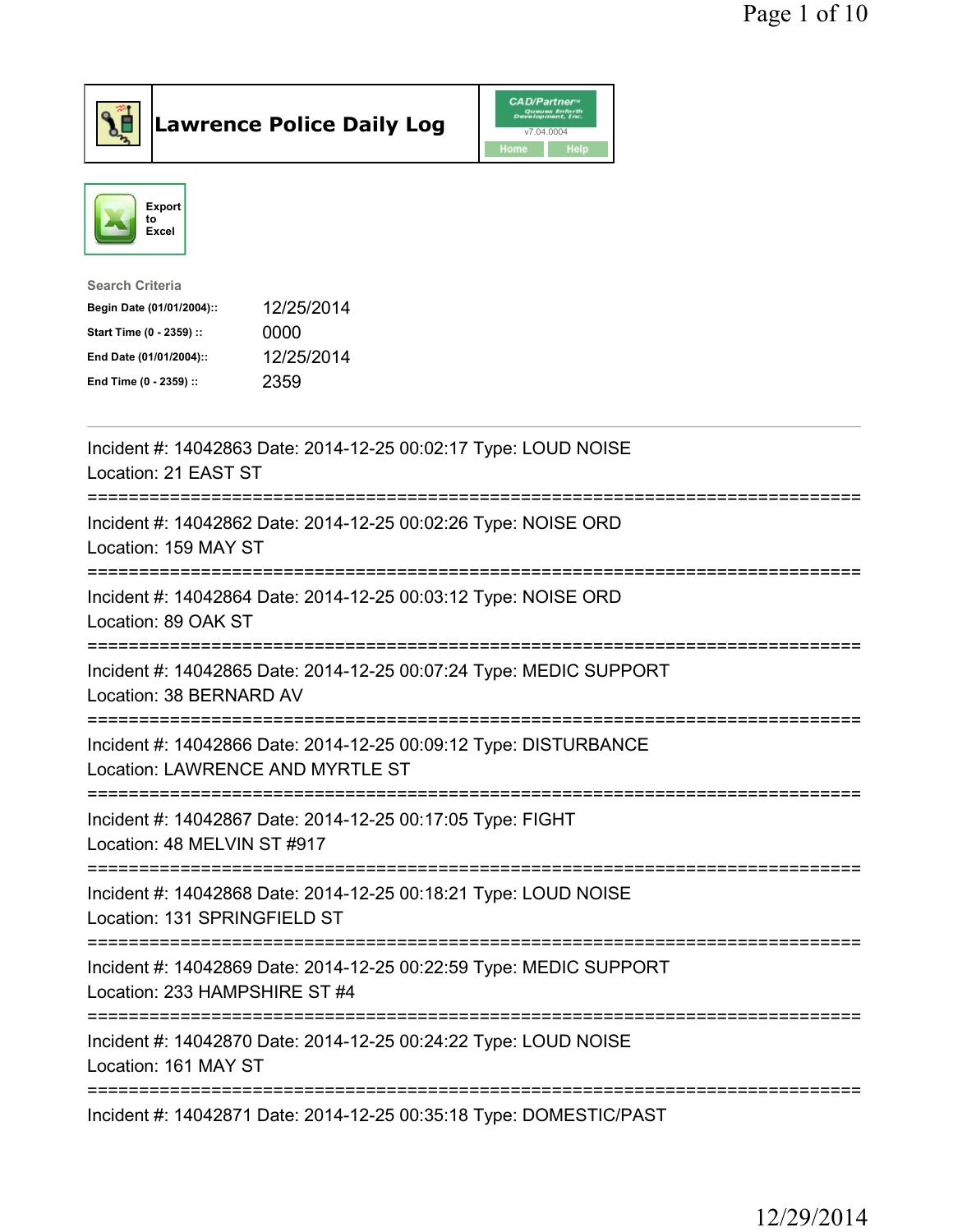# Lawrence Police Daily Log

Export to Excel

**Search Criteria**

| | |
|---|---|
| Begin Date (01/01/2004):: | 12/25/2014 |
| Start Time (0 - 2359) :: | 0000 |
| End Date (01/01/2004):: | 12/25/2014 |
| End Time (0 - 2359) :: | 2359 |

---

Incident #: 14042863 Date: 2014-12-25 00:02:17 Type: LOUD NOISE
Location: 21 EAST ST

===========================================================================

Incident #: 14042862 Date: 2014-12-25 00:02:26 Type: NOISE ORD
Location: 159 MAY ST

===========================================================================

Incident #: 14042864 Date: 2014-12-25 00:03:12 Type: NOISE ORD
Location: 89 OAK ST

===========================================================================

Incident #: 14042865 Date: 2014-12-25 00:07:24 Type: MEDIC SUPPORT
Location: 38 BERNARD AV

===========================================================================

Incident #: 14042866 Date: 2014-12-25 00:09:12 Type: DISTURBANCE
Location: LAWRENCE AND MYRTLE ST

===========================================================================

Incident #: 14042867 Date: 2014-12-25 00:17:05 Type: FIGHT
Location: 48 MELVIN ST #917

===========================================================================

Incident #: 14042868 Date: 2014-12-25 00:18:21 Type: LOUD NOISE
Location: 131 SPRINGFIELD ST

===========================================================================

Incident #: 14042869 Date: 2014-12-25 00:22:59 Type: MEDIC SUPPORT
Location: 233 HAMPSHIRE ST #4

===========================================================================

Incident #: 14042870 Date: 2014-12-25 00:24:22 Type: LOUD NOISE
Location: 161 MAY ST

===========================================================================

Incident #: 14042871 Date: 2014-12-25 00:35:18 Type: DOMESTIC/PAST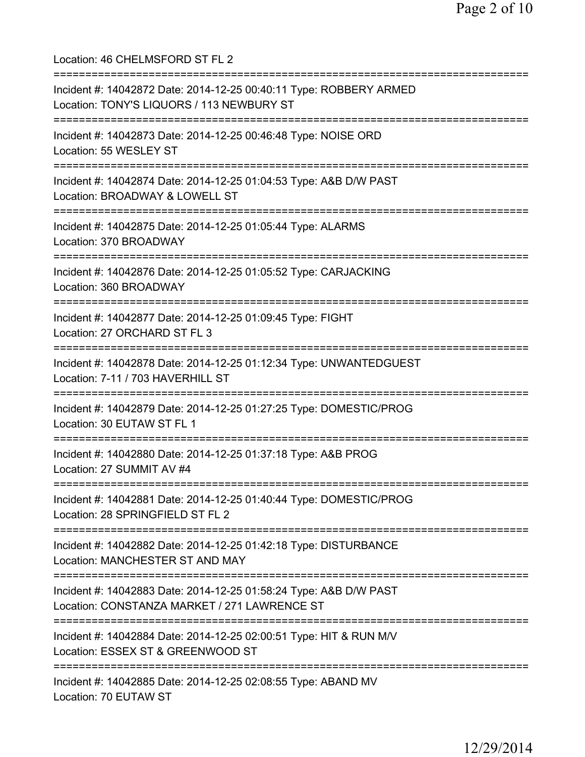Location: 46 CHELMSFORD ST FL 2

===========================================================================

Incident #: 14042872 Date: 2014-12-25 00:40:11 Type: ROBBERY ARMED
Location: TONY'S LIQUORS / 113 NEWBURY ST

===========================================================================

Incident #: 14042873 Date: 2014-12-25 00:46:48 Type: NOISE ORD
Location: 55 WESLEY ST

===========================================================================

Incident #: 14042874 Date: 2014-12-25 01:04:53 Type: A&B D/W PAST
Location: BROADWAY & LOWELL ST

===========================================================================

Incident #: 14042875 Date: 2014-12-25 01:05:44 Type: ALARMS
Location: 370 BROADWAY

===========================================================================

Incident #: 14042876 Date: 2014-12-25 01:05:52 Type: CARJACKING
Location: 360 BROADWAY

===========================================================================

Incident #: 14042877 Date: 2014-12-25 01:09:45 Type: FIGHT
Location: 27 ORCHARD ST FL 3

===========================================================================

Incident #: 14042878 Date: 2014-12-25 01:12:34 Type: UNWANTEDGUEST
Location: 7-11 / 703 HAVERHILL ST

===========================================================================

Incident #: 14042879 Date: 2014-12-25 01:27:25 Type: DOMESTIC/PROG
Location: 30 EUTAW ST FL 1

===========================================================================

Incident #: 14042880 Date: 2014-12-25 01:37:18 Type: A&B PROG
Location: 27 SUMMIT AV #4

===========================================================================

Incident #: 14042881 Date: 2014-12-25 01:40:44 Type: DOMESTIC/PROG
Location: 28 SPRINGFIELD ST FL 2

===========================================================================

Incident #: 14042882 Date: 2014-12-25 01:42:18 Type: DISTURBANCE
Location: MANCHESTER ST AND MAY

===========================================================================

Incident #: 14042883 Date: 2014-12-25 01:58:24 Type: A&B D/W PAST
Location: CONSTANZA MARKET / 271 LAWRENCE ST

===========================================================================

Incident #: 14042884 Date: 2014-12-25 02:00:51 Type: HIT & RUN M/V
Location: ESSEX ST & GREENWOOD ST

===========================================================================

Incident #: 14042885 Date: 2014-12-25 02:08:55 Type: ABAND MV
Location: 70 EUTAW ST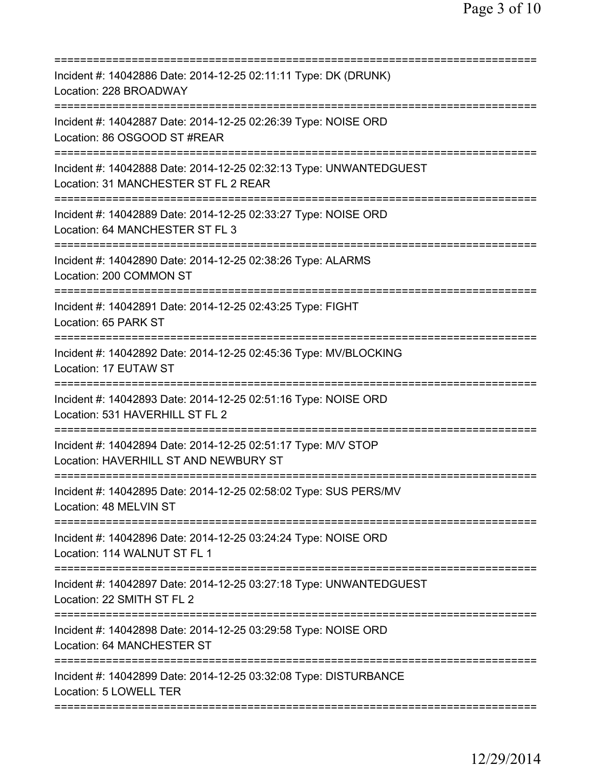===========================================================================

Incident #: 14042886 Date: 2014-12-25 02:11:11 Type: DK (DRUNK)
Location: 228 BROADWAY

===========================================================================

Incident #: 14042887 Date: 2014-12-25 02:26:39 Type: NOISE ORD
Location: 86 OSGOOD ST #REAR

===========================================================================

Incident #: 14042888 Date: 2014-12-25 02:32:13 Type: UNWANTEDGUEST
Location: 31 MANCHESTER ST FL 2 REAR

===========================================================================

Incident #: 14042889 Date: 2014-12-25 02:33:27 Type: NOISE ORD
Location: 64 MANCHESTER ST FL 3

===========================================================================

Incident #: 14042890 Date: 2014-12-25 02:38:26 Type: ALARMS
Location: 200 COMMON ST

===========================================================================

Incident #: 14042891 Date: 2014-12-25 02:43:25 Type: FIGHT
Location: 65 PARK ST

===========================================================================

Incident #: 14042892 Date: 2014-12-25 02:45:36 Type: MV/BLOCKING
Location: 17 EUTAW ST

===========================================================================

Incident #: 14042893 Date: 2014-12-25 02:51:16 Type: NOISE ORD
Location: 531 HAVERHILL ST FL 2

===========================================================================

Incident #: 14042894 Date: 2014-12-25 02:51:17 Type: M/V STOP
Location: HAVERHILL ST AND NEWBURY ST

===========================================================================

Incident #: 14042895 Date: 2014-12-25 02:58:02 Type: SUS PERS/MV
Location: 48 MELVIN ST

===========================================================================

Incident #: 14042896 Date: 2014-12-25 03:24:24 Type: NOISE ORD
Location: 114 WALNUT ST FL 1

===========================================================================

Incident #: 14042897 Date: 2014-12-25 03:27:18 Type: UNWANTEDGUEST
Location: 22 SMITH ST FL 2

===========================================================================

Incident #: 14042898 Date: 2014-12-25 03:29:58 Type: NOISE ORD
Location: 64 MANCHESTER ST

===========================================================================

Incident #: 14042899 Date: 2014-12-25 03:32:08 Type: DISTURBANCE
Location: 5 LOWELL TER

===========================================================================

12/29/2014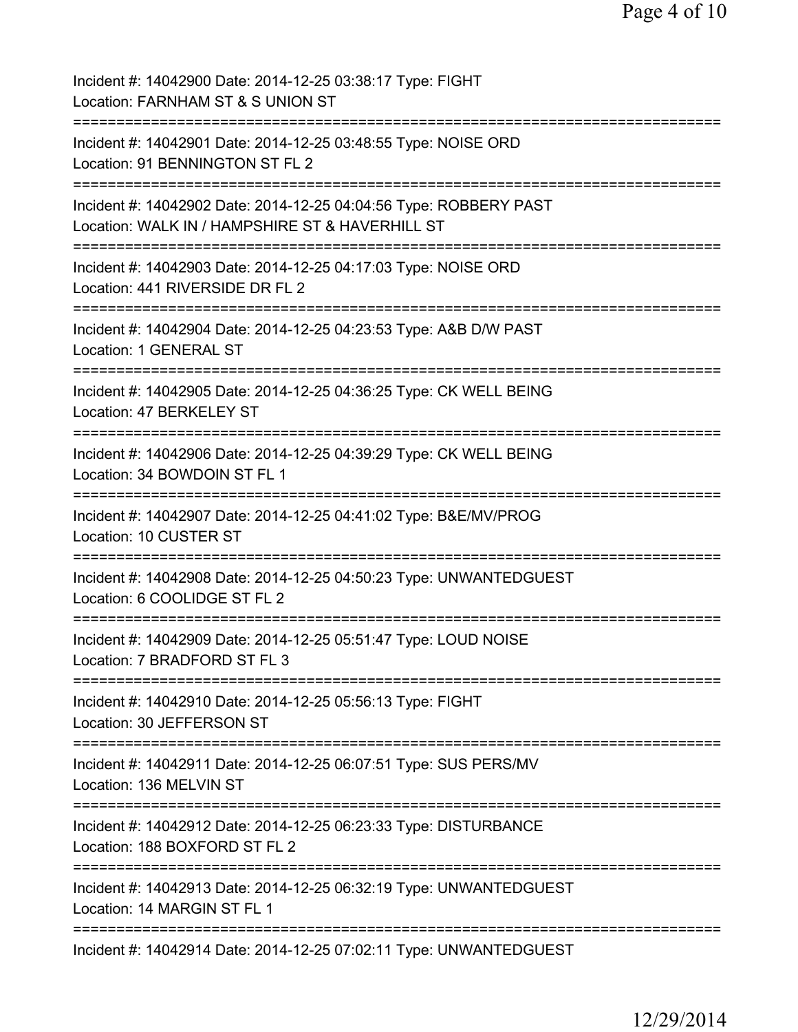Incident #: 14042900 Date: 2014-12-25 03:38:17 Type: FIGHT
Location: FARNHAM ST & S UNION ST

===========================================================================

Incident #: 14042901 Date: 2014-12-25 03:48:55 Type: NOISE ORD
Location: 91 BENNINGTON ST FL 2

===========================================================================

Incident #: 14042902 Date: 2014-12-25 04:04:56 Type: ROBBERY PAST
Location: WALK IN / HAMPSHIRE ST & HAVERHILL ST

===========================================================================

Incident #: 14042903 Date: 2014-12-25 04:17:03 Type: NOISE ORD
Location: 441 RIVERSIDE DR FL 2

===========================================================================

Incident #: 14042904 Date: 2014-12-25 04:23:53 Type: A&B D/W PAST
Location: 1 GENERAL ST

===========================================================================

Incident #: 14042905 Date: 2014-12-25 04:36:25 Type: CK WELL BEING
Location: 47 BERKELEY ST

===========================================================================

Incident #: 14042906 Date: 2014-12-25 04:39:29 Type: CK WELL BEING
Location: 34 BOWDOIN ST FL 1

===========================================================================

Incident #: 14042907 Date: 2014-12-25 04:41:02 Type: B&E/MV/PROG
Location: 10 CUSTER ST

===========================================================================

Incident #: 14042908 Date: 2014-12-25 04:50:23 Type: UNWANTEDGUEST
Location: 6 COOLIDGE ST FL 2

===========================================================================

Incident #: 14042909 Date: 2014-12-25 05:51:47 Type: LOUD NOISE
Location: 7 BRADFORD ST FL 3

===========================================================================

Incident #: 14042910 Date: 2014-12-25 05:56:13 Type: FIGHT
Location: 30 JEFFERSON ST

===========================================================================

Incident #: 14042911 Date: 2014-12-25 06:07:51 Type: SUS PERS/MV
Location: 136 MELVIN ST

===========================================================================

Incident #: 14042912 Date: 2014-12-25 06:23:33 Type: DISTURBANCE
Location: 188 BOXFORD ST FL 2

===========================================================================

Incident #: 14042913 Date: 2014-12-25 06:32:19 Type: UNWANTEDGUEST
Location: 14 MARGIN ST FL 1

===========================================================================

Incident #: 14042914 Date: 2014-12-25 07:02:11 Type: UNWANTEDGUEST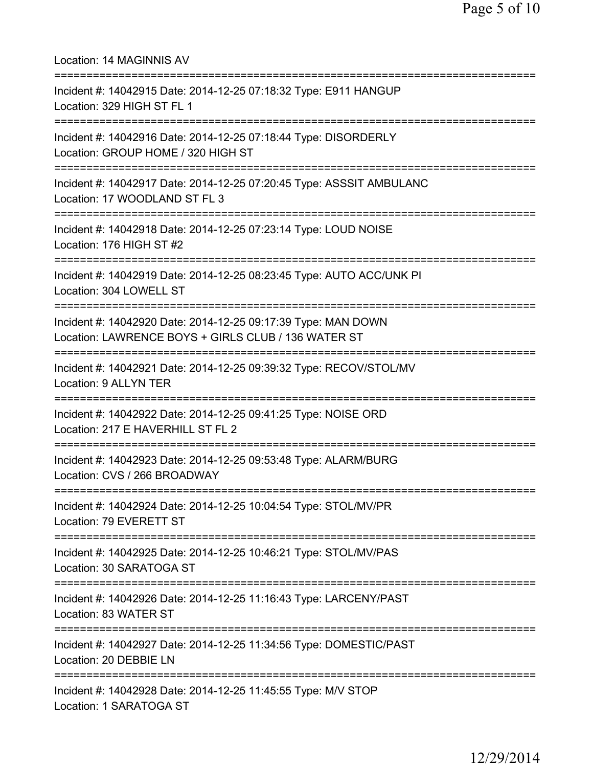Location: 14 MAGINNIS AV

===========================================================================

Incident #: 14042915 Date: 2014-12-25 07:18:32 Type: E911 HANGUP
Location: 329 HIGH ST FL 1

===========================================================================

Incident #: 14042916 Date: 2014-12-25 07:18:44 Type: DISORDERLY
Location: GROUP HOME / 320 HIGH ST

===========================================================================

Incident #: 14042917 Date: 2014-12-25 07:20:45 Type: ASSSIT AMBULANC
Location: 17 WOODLAND ST FL 3

===========================================================================

Incident #: 14042918 Date: 2014-12-25 07:23:14 Type: LOUD NOISE
Location: 176 HIGH ST #2

===========================================================================

Incident #: 14042919 Date: 2014-12-25 08:23:45 Type: AUTO ACC/UNK PI
Location: 304 LOWELL ST

===========================================================================

Incident #: 14042920 Date: 2014-12-25 09:17:39 Type: MAN DOWN
Location: LAWRENCE BOYS + GIRLS CLUB / 136 WATER ST

===========================================================================

Incident #: 14042921 Date: 2014-12-25 09:39:32 Type: RECOV/STOL/MV
Location: 9 ALLYN TER

===========================================================================

Incident #: 14042922 Date: 2014-12-25 09:41:25 Type: NOISE ORD
Location: 217 E HAVERHILL ST FL 2

===========================================================================

Incident #: 14042923 Date: 2014-12-25 09:53:48 Type: ALARM/BURG
Location: CVS / 266 BROADWAY

===========================================================================

Incident #: 14042924 Date: 2014-12-25 10:04:54 Type: STOL/MV/PR
Location: 79 EVERETT ST

===========================================================================

Incident #: 14042925 Date: 2014-12-25 10:46:21 Type: STOL/MV/PAS
Location: 30 SARATOGA ST

===========================================================================

Incident #: 14042926 Date: 2014-12-25 11:16:43 Type: LARCENY/PAST
Location: 83 WATER ST

===========================================================================

Incident #: 14042927 Date: 2014-12-25 11:34:56 Type: DOMESTIC/PAST
Location: 20 DEBBIE LN

===========================================================================

Incident #: 14042928 Date: 2014-12-25 11:45:55 Type: M/V STOP
Location: 1 SARATOGA ST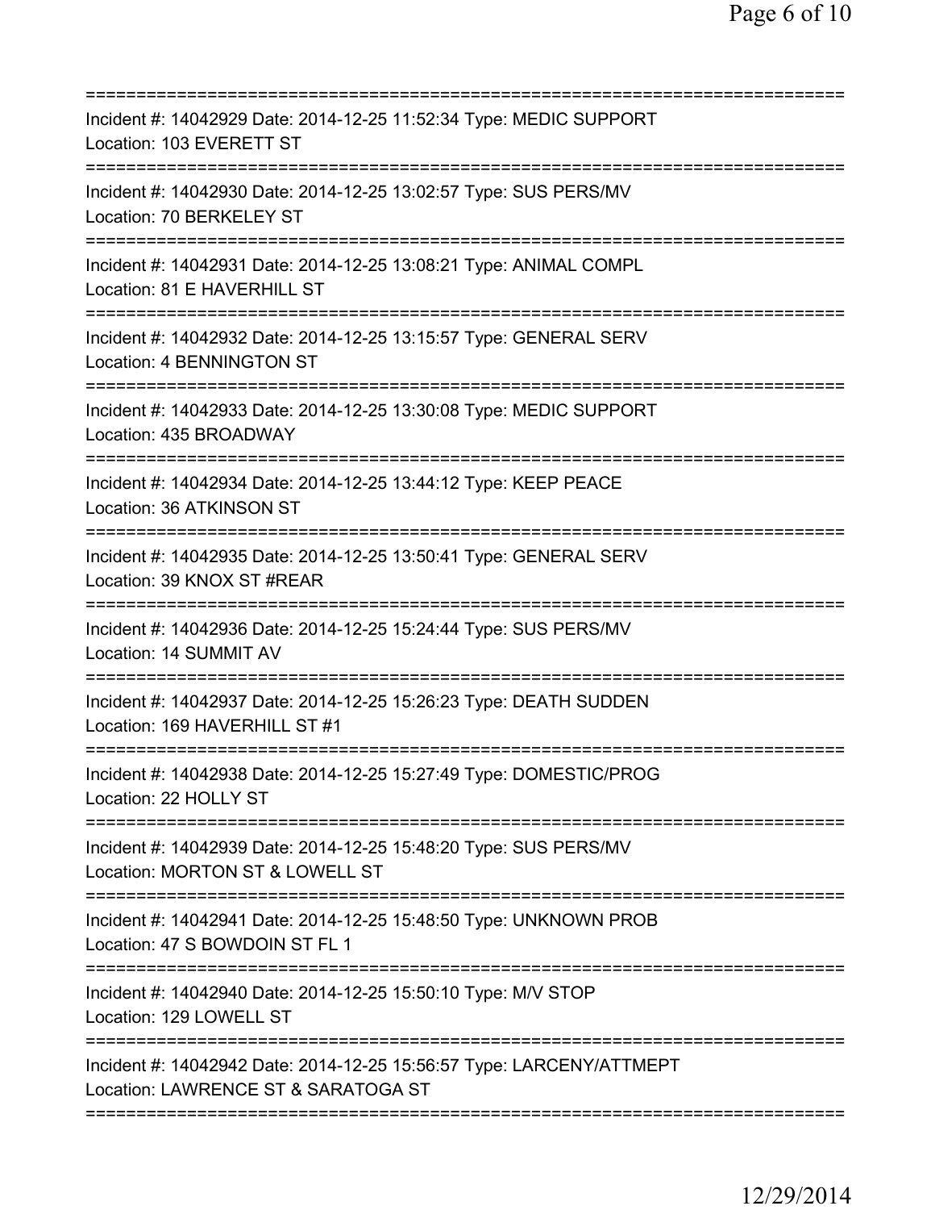==============================================================================
Incident #: 14042929 Date: 2014-12-25 11:52:34 Type: MEDIC SUPPORT
Location: 103 EVERETT ST
==============================================================================
Incident #: 14042930 Date: 2014-12-25 13:02:57 Type: SUS PERS/MV
Location: 70 BERKELEY ST
==============================================================================
Incident #: 14042931 Date: 2014-12-25 13:08:21 Type: ANIMAL COMPL
Location: 81 E HAVERHILL ST
==============================================================================
Incident #: 14042932 Date: 2014-12-25 13:15:57 Type: GENERAL SERV
Location: 4 BENNINGTON ST
==============================================================================
Incident #: 14042933 Date: 2014-12-25 13:30:08 Type: MEDIC SUPPORT
Location: 435 BROADWAY
==============================================================================
Incident #: 14042934 Date: 2014-12-25 13:44:12 Type: KEEP PEACE
Location: 36 ATKINSON ST
==============================================================================
Incident #: 14042935 Date: 2014-12-25 13:50:41 Type: GENERAL SERV
Location: 39 KNOX ST #REAR
==============================================================================
Incident #: 14042936 Date: 2014-12-25 15:24:44 Type: SUS PERS/MV
Location: 14 SUMMIT AV
==============================================================================
Incident #: 14042937 Date: 2014-12-25 15:26:23 Type: DEATH SUDDEN
Location: 169 HAVERHILL ST #1
==============================================================================
Incident #: 14042938 Date: 2014-12-25 15:27:49 Type: DOMESTIC/PROG
Location: 22 HOLLY ST
==============================================================================
Incident #: 14042939 Date: 2014-12-25 15:48:20 Type: SUS PERS/MV
Location: MORTON ST & LOWELL ST
==============================================================================
Incident #: 14042941 Date: 2014-12-25 15:48:50 Type: UNKNOWN PROB
Location: 47 S BOWDOIN ST FL 1
==============================================================================
Incident #: 14042940 Date: 2014-12-25 15:50:10 Type: M/V STOP
Location: 129 LOWELL ST
==============================================================================
Incident #: 14042942 Date: 2014-12-25 15:56:57 Type: LARCENY/ATTMEPT
Location: LAWRENCE ST & SARATOGA ST
==============================================================================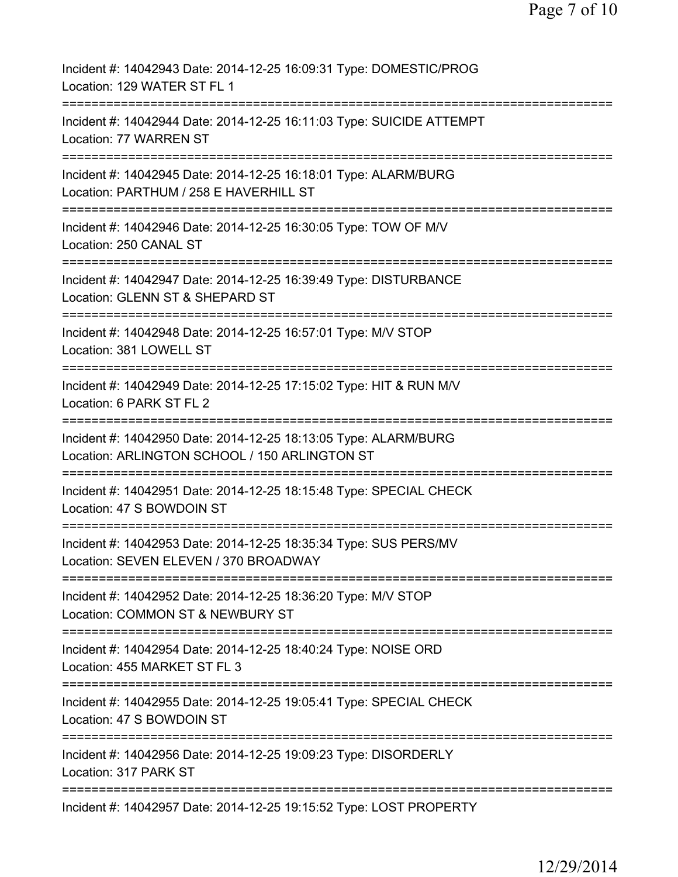Incident #: 14042943 Date: 2014-12-25 16:09:31 Type: DOMESTIC/PROG
Location: 129 WATER ST FL 1

===========================================================================

Incident #: 14042944 Date: 2014-12-25 16:11:03 Type: SUICIDE ATTEMPT
Location: 77 WARREN ST

===========================================================================

Incident #: 14042945 Date: 2014-12-25 16:18:01 Type: ALARM/BURG
Location: PARTHUM / 258 E HAVERHILL ST

===========================================================================

Incident #: 14042946 Date: 2014-12-25 16:30:05 Type: TOW OF M/V
Location: 250 CANAL ST

===========================================================================

Incident #: 14042947 Date: 2014-12-25 16:39:49 Type: DISTURBANCE
Location: GLENN ST & SHEPARD ST

===========================================================================

Incident #: 14042948 Date: 2014-12-25 16:57:01 Type: M/V STOP
Location: 381 LOWELL ST

===========================================================================

Incident #: 14042949 Date: 2014-12-25 17:15:02 Type: HIT & RUN M/V
Location: 6 PARK ST FL 2

===========================================================================

Incident #: 14042950 Date: 2014-12-25 18:13:05 Type: ALARM/BURG
Location: ARLINGTON SCHOOL / 150 ARLINGTON ST

===========================================================================

Incident #: 14042951 Date: 2014-12-25 18:15:48 Type: SPECIAL CHECK
Location: 47 S BOWDOIN ST

===========================================================================

Incident #: 14042953 Date: 2014-12-25 18:35:34 Type: SUS PERS/MV
Location: SEVEN ELEVEN / 370 BROADWAY

===========================================================================

Incident #: 14042952 Date: 2014-12-25 18:36:20 Type: M/V STOP
Location: COMMON ST & NEWBURY ST

===========================================================================

Incident #: 14042954 Date: 2014-12-25 18:40:24 Type: NOISE ORD
Location: 455 MARKET ST FL 3

===========================================================================

Incident #: 14042955 Date: 2014-12-25 19:05:41 Type: SPECIAL CHECK
Location: 47 S BOWDOIN ST

===========================================================================

Incident #: 14042956 Date: 2014-12-25 19:09:23 Type: DISORDERLY
Location: 317 PARK ST

===========================================================================

Incident #: 14042957 Date: 2014-12-25 19:15:52 Type: LOST PROPERTY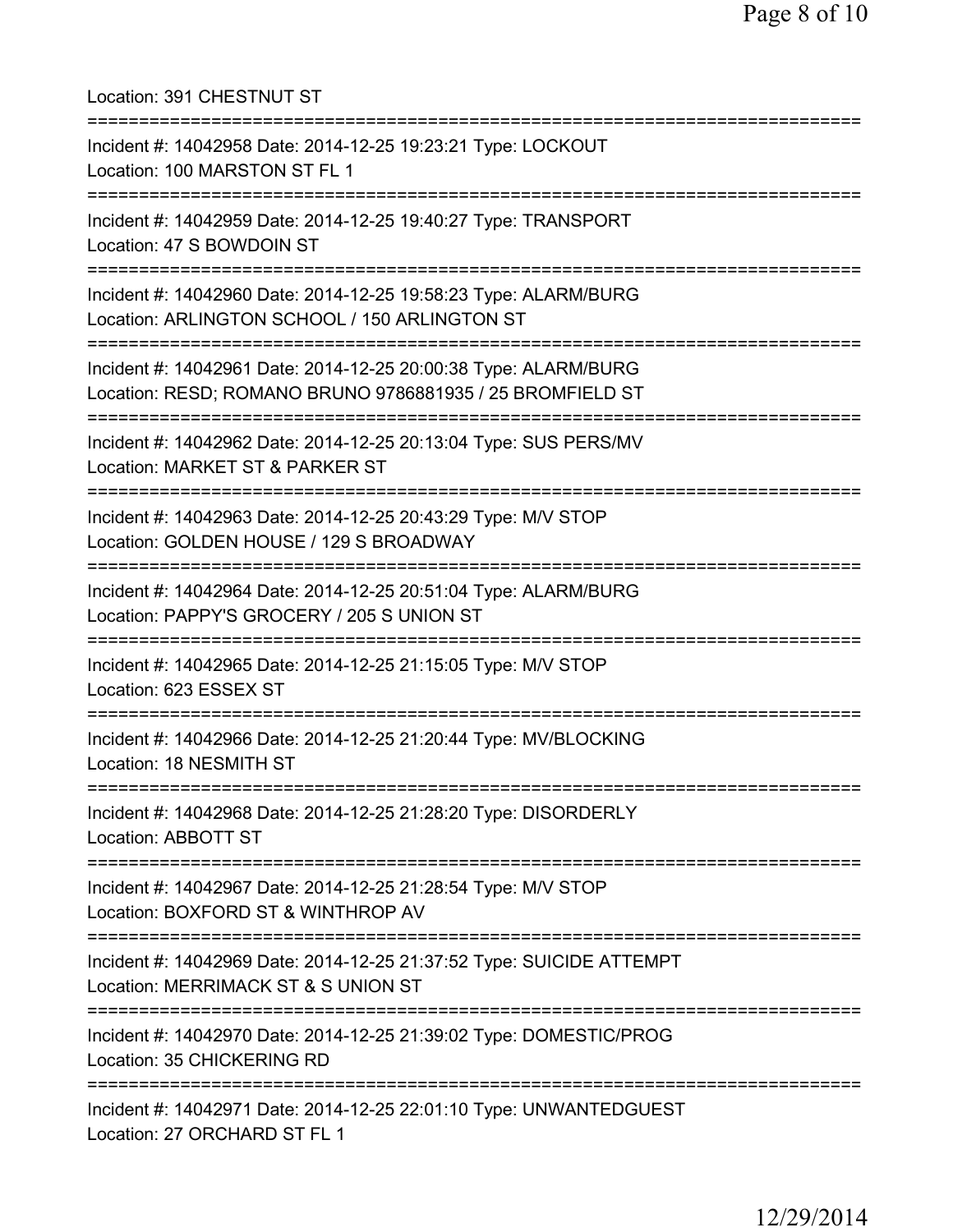Location: 391 CHESTNUT ST

===========================================================================

Incident #: 14042958 Date: 2014-12-25 19:23:21 Type: LOCKOUT
Location: 100 MARSTON ST FL 1

===========================================================================

Incident #: 14042959 Date: 2014-12-25 19:40:27 Type: TRANSPORT
Location: 47 S BOWDOIN ST

===========================================================================

Incident #: 14042960 Date: 2014-12-25 19:58:23 Type: ALARM/BURG
Location: ARLINGTON SCHOOL / 150 ARLINGTON ST

===========================================================================

Incident #: 14042961 Date: 2014-12-25 20:00:38 Type: ALARM/BURG
Location: RESD; ROMANO BRUNO 9786881935 / 25 BROMFIELD ST

===========================================================================

Incident #: 14042962 Date: 2014-12-25 20:13:04 Type: SUS PERS/MV
Location: MARKET ST & PARKER ST

===========================================================================

Incident #: 14042963 Date: 2014-12-25 20:43:29 Type: M/V STOP
Location: GOLDEN HOUSE / 129 S BROADWAY

===========================================================================

Incident #: 14042964 Date: 2014-12-25 20:51:04 Type: ALARM/BURG
Location: PAPPY'S GROCERY / 205 S UNION ST

===========================================================================

Incident #: 14042965 Date: 2014-12-25 21:15:05 Type: M/V STOP
Location: 623 ESSEX ST

===========================================================================

Incident #: 14042966 Date: 2014-12-25 21:20:44 Type: MV/BLOCKING
Location: 18 NESMITH ST

===========================================================================

Incident #: 14042968 Date: 2014-12-25 21:28:20 Type: DISORDERLY
Location: ABBOTT ST

===========================================================================

Incident #: 14042967 Date: 2014-12-25 21:28:54 Type: M/V STOP
Location: BOXFORD ST & WINTHROP AV

===========================================================================

Incident #: 14042969 Date: 2014-12-25 21:37:52 Type: SUICIDE ATTEMPT
Location: MERRIMACK ST & S UNION ST

===========================================================================

Incident #: 14042970 Date: 2014-12-25 21:39:02 Type: DOMESTIC/PROG
Location: 35 CHICKERING RD

===========================================================================

Incident #: 14042971 Date: 2014-12-25 22:01:10 Type: UNWANTEDGUEST
Location: 27 ORCHARD ST FL 1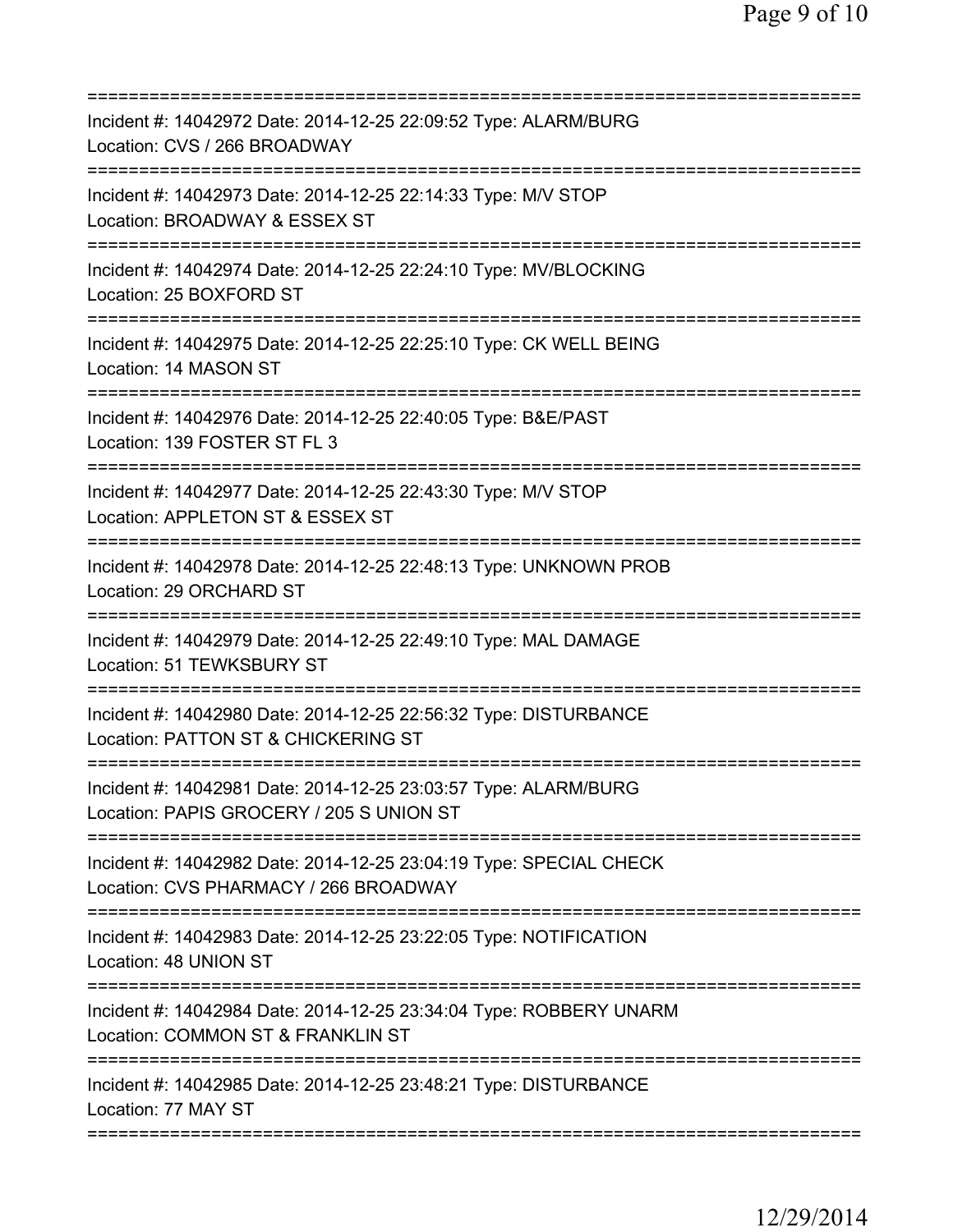===========================================================================
Incident #: 14042972 Date: 2014-12-25 22:09:52 Type: ALARM/BURG
Location: CVS / 266 BROADWAY
===========================================================================
Incident #: 14042973 Date: 2014-12-25 22:14:33 Type: M/V STOP
Location: BROADWAY & ESSEX ST
===========================================================================
Incident #: 14042974 Date: 2014-12-25 22:24:10 Type: MV/BLOCKING
Location: 25 BOXFORD ST
===========================================================================
Incident #: 14042975 Date: 2014-12-25 22:25:10 Type: CK WELL BEING
Location: 14 MASON ST
===========================================================================
Incident #: 14042976 Date: 2014-12-25 22:40:05 Type: B&E/PAST
Location: 139 FOSTER ST FL 3
===========================================================================
Incident #: 14042977 Date: 2014-12-25 22:43:30 Type: M/V STOP
Location: APPLETON ST & ESSEX ST
===========================================================================
Incident #: 14042978 Date: 2014-12-25 22:48:13 Type: UNKNOWN PROB
Location: 29 ORCHARD ST
===========================================================================
Incident #: 14042979 Date: 2014-12-25 22:49:10 Type: MAL DAMAGE
Location: 51 TEWKSBURY ST
===========================================================================
Incident #: 14042980 Date: 2014-12-25 22:56:32 Type: DISTURBANCE
Location: PATTON ST & CHICKERING ST
===========================================================================
Incident #: 14042981 Date: 2014-12-25 23:03:57 Type: ALARM/BURG
Location: PAPIS GROCERY / 205 S UNION ST
===========================================================================
Incident #: 14042982 Date: 2014-12-25 23:04:19 Type: SPECIAL CHECK
Location: CVS PHARMACY / 266 BROADWAY
===========================================================================
Incident #: 14042983 Date: 2014-12-25 23:22:05 Type: NOTIFICATION
Location: 48 UNION ST
===========================================================================
Incident #: 14042984 Date: 2014-12-25 23:34:04 Type: ROBBERY UNARM
Location: COMMON ST & FRANKLIN ST
===========================================================================
Incident #: 14042985 Date: 2014-12-25 23:48:21 Type: DISTURBANCE
Location: 77 MAY ST
===========================================================================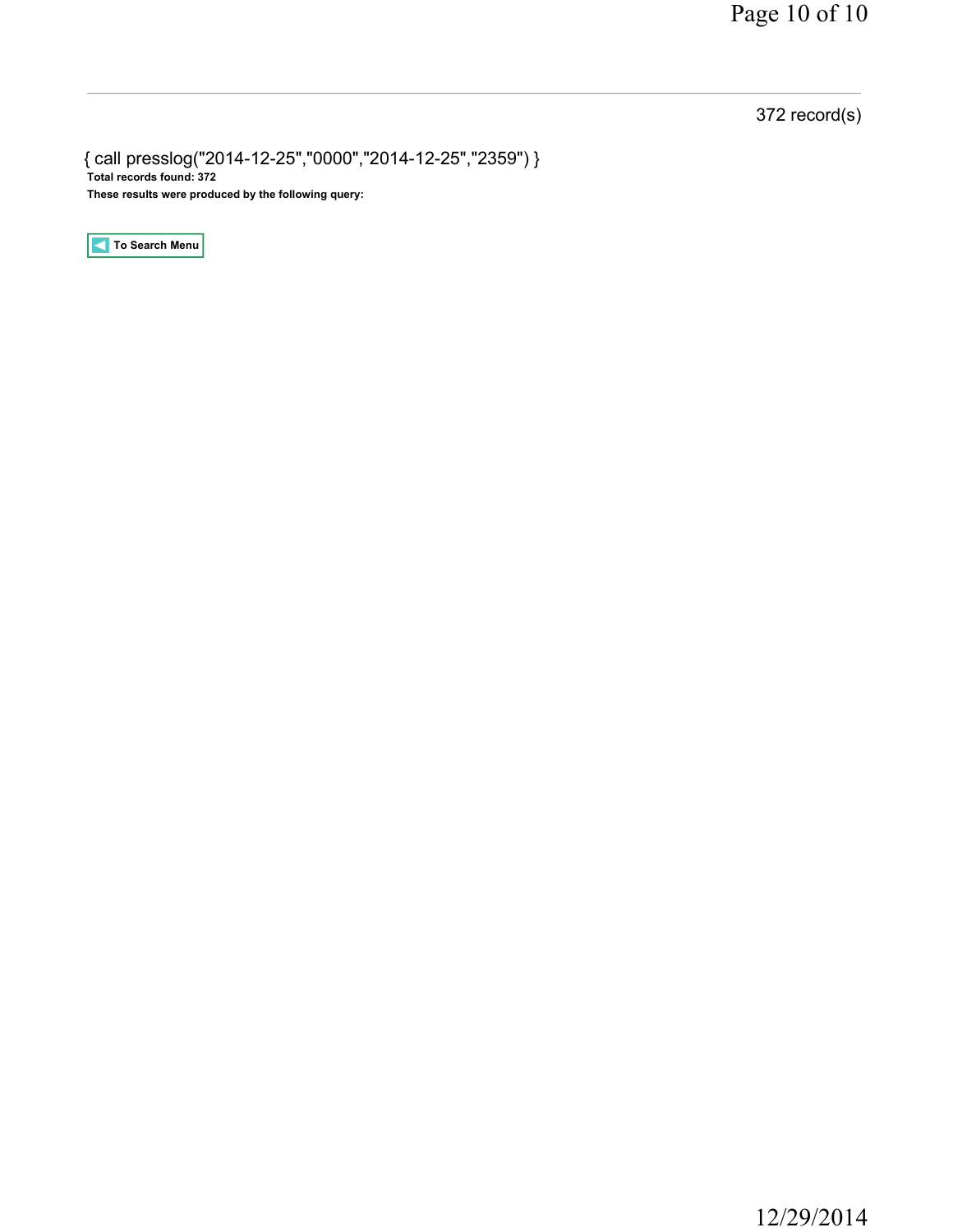372 record(s)

{ call presslog("2014-12-25","0000","2014-12-25","2359") }

**Total records found: 372**

**These results were produced by the following query:**

**To Search Menu**